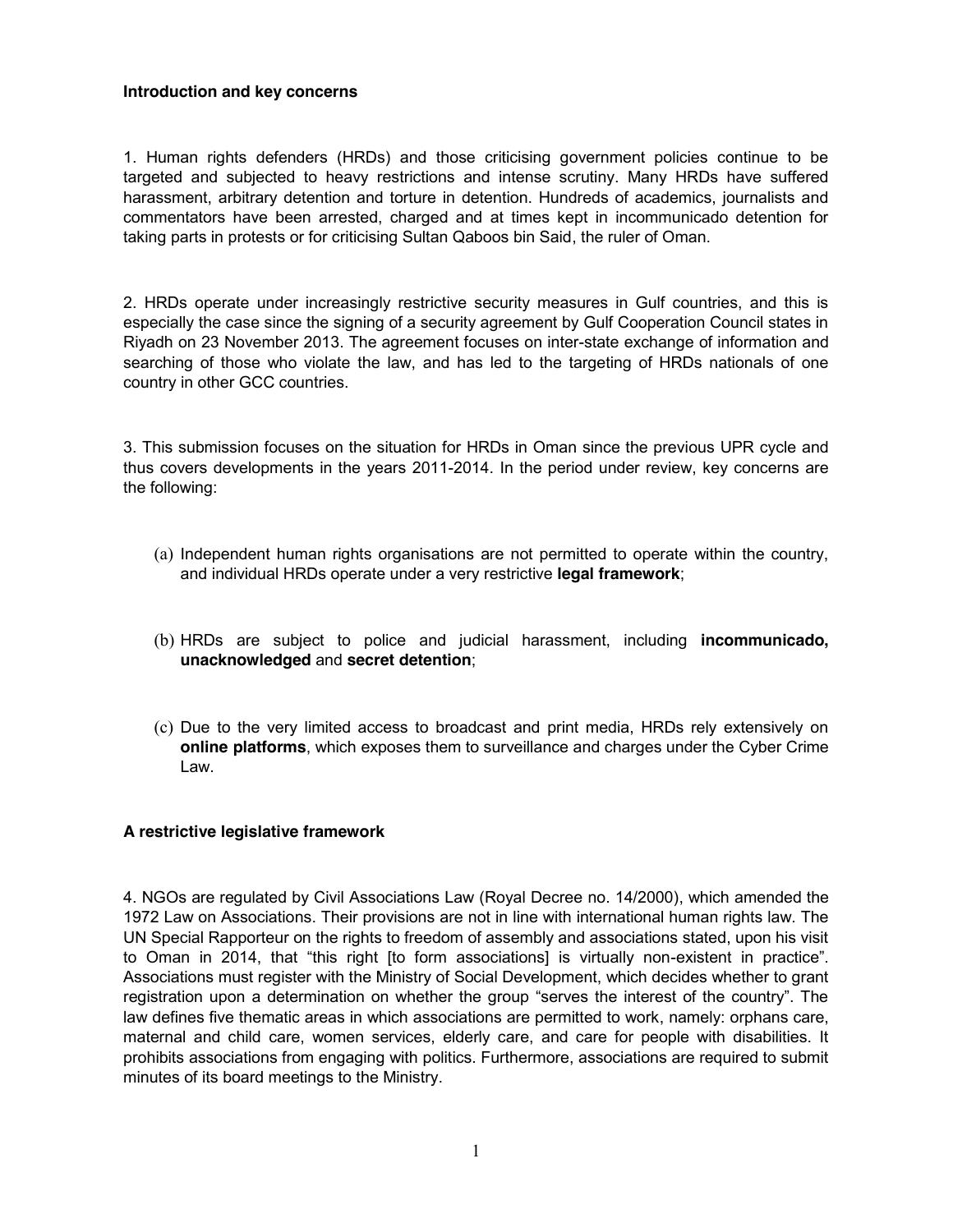**Introduction and key concerns**

1. Human rights defenders (HRDs) and those criticising government policies continue to be targeted and subjected to heavy restrictions and intense scrutiny. Many HRDs have suffered harassment, arbitrary detention and torture in detention. Hundreds of academics, journalists and commentators have been arrested, charged and at times kept in incommunicado detention for taking parts in protests or for criticising Sultan Qaboos bin Said, the ruler of Oman.

2. HRDs operate under increasingly restrictive security measures in Gulf countries, and this is especially the case since the signing of a security agreement by Gulf Cooperation Council states in Riyadh on 23 November 2013. The agreement focuses on inter-state exchange of information and searching of those who violate the law, and has led to the targeting of HRDs nationals of one country in other GCC countries.

3. This submission focuses on the situation for HRDs in Oman since the previous UPR cycle and thus covers developments in the years 2011-2014. In the period under review, key concerns are the following:

(a) Independent human rights organisations are not permitted to operate within the country, and individual HRDs operate under a very restrictive **legal framework**;

(b) HRDs are subject to police and judicial harassment, including **incommunicado, unacknowledged** and **secret detention**;

(c) Due to the very limited access to broadcast and print media, HRDs rely extensively on **online platforms**, which exposes them to surveillance and charges under the Cyber Crime Law.

**A restrictive legislative framework**

4. NGOs are regulated by Civil Associations Law (Royal Decree no. 14/2000), which amended the 1972 Law on Associations. Their provisions are not in line with international human rights law. The UN Special Rapporteur on the rights to freedom of assembly and associations stated, upon his visit to Oman in 2014, that "this right [to form associations] is virtually non-existent in practice". Associations must register with the Ministry of Social Development, which decides whether to grant registration upon a determination on whether the group "serves the interest of the country". The law defines five thematic areas in which associations are permitted to work, namely: orphans care, maternal and child care, women services, elderly care, and care for people with disabilities. It prohibits associations from engaging with politics. Furthermore, associations are required to submit minutes of its board meetings to the Ministry.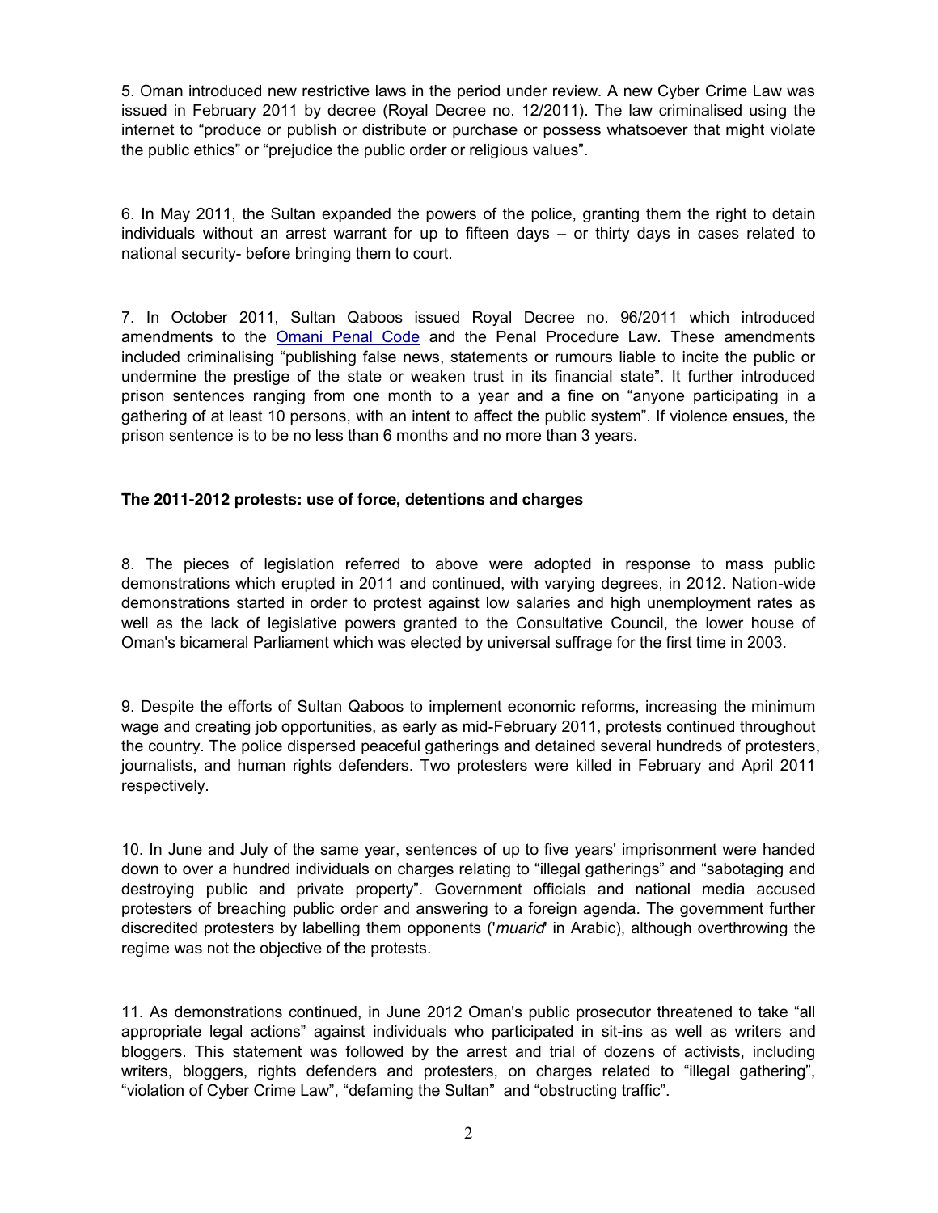5. Oman introduced new restrictive laws in the period under review. A new Cyber Crime Law was issued in February 2011 by decree (Royal Decree no. 12/2011). The law criminalised using the internet to "produce or publish or distribute or purchase or possess whatsoever that might violate the public ethics" or "prejudice the public order or religious values".

6. In May 2011, the Sultan expanded the powers of the police, granting them the right to detain individuals without an arrest warrant for up to fifteen days – or thirty days in cases related to national security- before bringing them to court.

7. In October 2011, Sultan Qaboos issued Royal Decree no. 96/2011 which introduced amendments to the Omani Penal Code and the Penal Procedure Law. These amendments included criminalising "publishing false news, statements or rumours liable to incite the public or undermine the prestige of the state or weaken trust in its financial state". It further introduced prison sentences ranging from one month to a year and a fine on "anyone participating in a gathering of at least 10 persons, with an intent to affect the public system". If violence ensues, the prison sentence is to be no less than 6 months and no more than 3 years.

**The 2011-2012 protests: use of force, detentions and charges**

8. The pieces of legislation referred to above were adopted in response to mass public demonstrations which erupted in 2011 and continued, with varying degrees, in 2012. Nation-wide demonstrations started in order to protest against low salaries and high unemployment rates as well as the lack of legislative powers granted to the Consultative Council, the lower house of Oman's bicameral Parliament which was elected by universal suffrage for the first time in 2003.

9. Despite the efforts of Sultan Qaboos to implement economic reforms, increasing the minimum wage and creating job opportunities, as early as mid-February 2011, protests continued throughout the country. The police dispersed peaceful gatherings and detained several hundreds of protesters, journalists, and human rights defenders. Two protesters were killed in February and April 2011 respectively.

10. In June and July of the same year, sentences of up to five years' imprisonment were handed down to over a hundred individuals on charges relating to "illegal gatherings" and "sabotaging and destroying public and private property". Government officials and national media accused protesters of breaching public order and answering to a foreign agenda. The government further discredited protesters by labelling them opponents ('*muarid*' in Arabic), although overthrowing the regime was not the objective of the protests.

11. As demonstrations continued, in June 2012 Oman's public prosecutor threatened to take "all appropriate legal actions" against individuals who participated in sit-ins as well as writers and bloggers. This statement was followed by the arrest and trial of dozens of activists, including writers, bloggers, rights defenders and protesters, on charges related to "illegal gathering", "violation of Cyber Crime Law", "defaming the Sultan" and "obstructing traffic".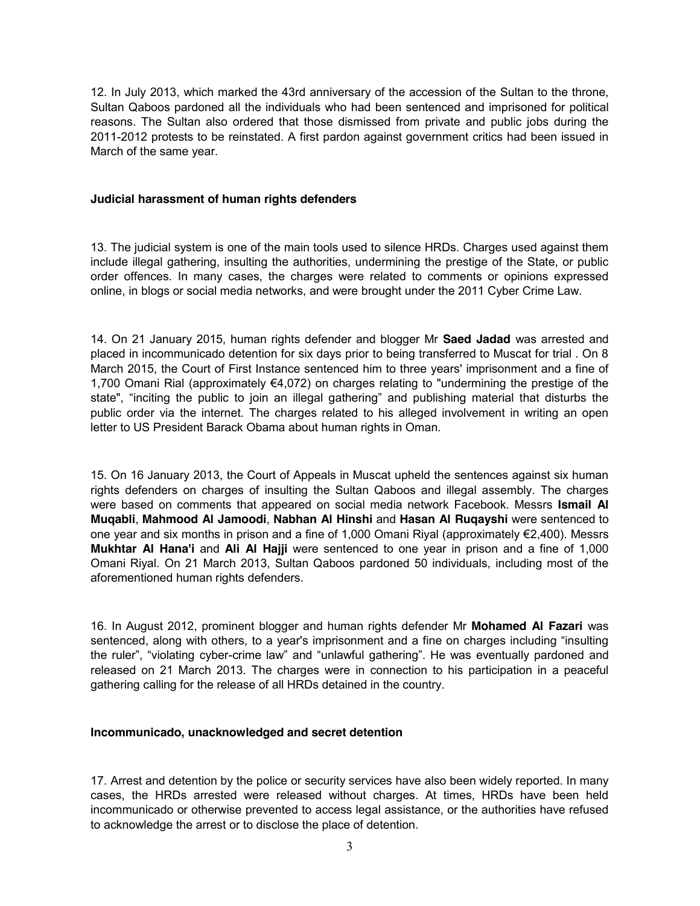12. In July 2013, which marked the 43rd anniversary of the accession of the Sultan to the throne, Sultan Qaboos pardoned all the individuals who had been sentenced and imprisoned for political reasons. The Sultan also ordered that those dismissed from private and public jobs during the 2011-2012 protests to be reinstated. A first pardon against government critics had been issued in March of the same year.

### Judicial harassment of human rights defenders

13. The judicial system is one of the main tools used to silence HRDs. Charges used against them include illegal gathering, insulting the authorities, undermining the prestige of the State, or public order offences. In many cases, the charges were related to comments or opinions expressed online, in blogs or social media networks, and were brought under the 2011 Cyber Crime Law.

14. On 21 January 2015, human rights defender and blogger Mr **Saed Jadad** was arrested and placed in incommunicado detention for six days prior to being transferred to Muscat for trial . On 8 March 2015, the Court of First Instance sentenced him to three years' imprisonment and a fine of 1,700 Omani Rial (approximately €4,072) on charges relating to "undermining the prestige of the state", "inciting the public to join an illegal gathering" and publishing material that disturbs the public order via the internet. The charges related to his alleged involvement in writing an open letter to US President Barack Obama about human rights in Oman.

15. On 16 January 2013, the Court of Appeals in Muscat upheld the sentences against six human rights defenders on charges of insulting the Sultan Qaboos and illegal assembly. The charges were based on comments that appeared on social media network Facebook. Messrs **Ismail Al Muqabli**, **Mahmood Al Jamoodi**, **Nabhan Al Hinshi** and **Hasan Al Ruqayshi** were sentenced to one year and six months in prison and a fine of 1,000 Omani Riyal (approximately €2,400). Messrs **Mukhtar Al Hana'i** and **Ali Al Hajji** were sentenced to one year in prison and a fine of 1,000 Omani Riyal. On 21 March 2013, Sultan Qaboos pardoned 50 individuals, including most of the aforementioned human rights defenders.

16. In August 2012, prominent blogger and human rights defender Mr **Mohamed Al Fazari** was sentenced, along with others, to a year's imprisonment and a fine on charges including "insulting the ruler", "violating cyber-crime law" and "unlawful gathering". He was eventually pardoned and released on 21 March 2013. The charges were in connection to his participation in a peaceful gathering calling for the release of all HRDs detained in the country.

### Incommunicado, unacknowledged and secret detention

17. Arrest and detention by the police or security services have also been widely reported. In many cases, the HRDs arrested were released without charges. At times, HRDs have been held incommunicado or otherwise prevented to access legal assistance, or the authorities have refused to acknowledge the arrest or to disclose the place of detention.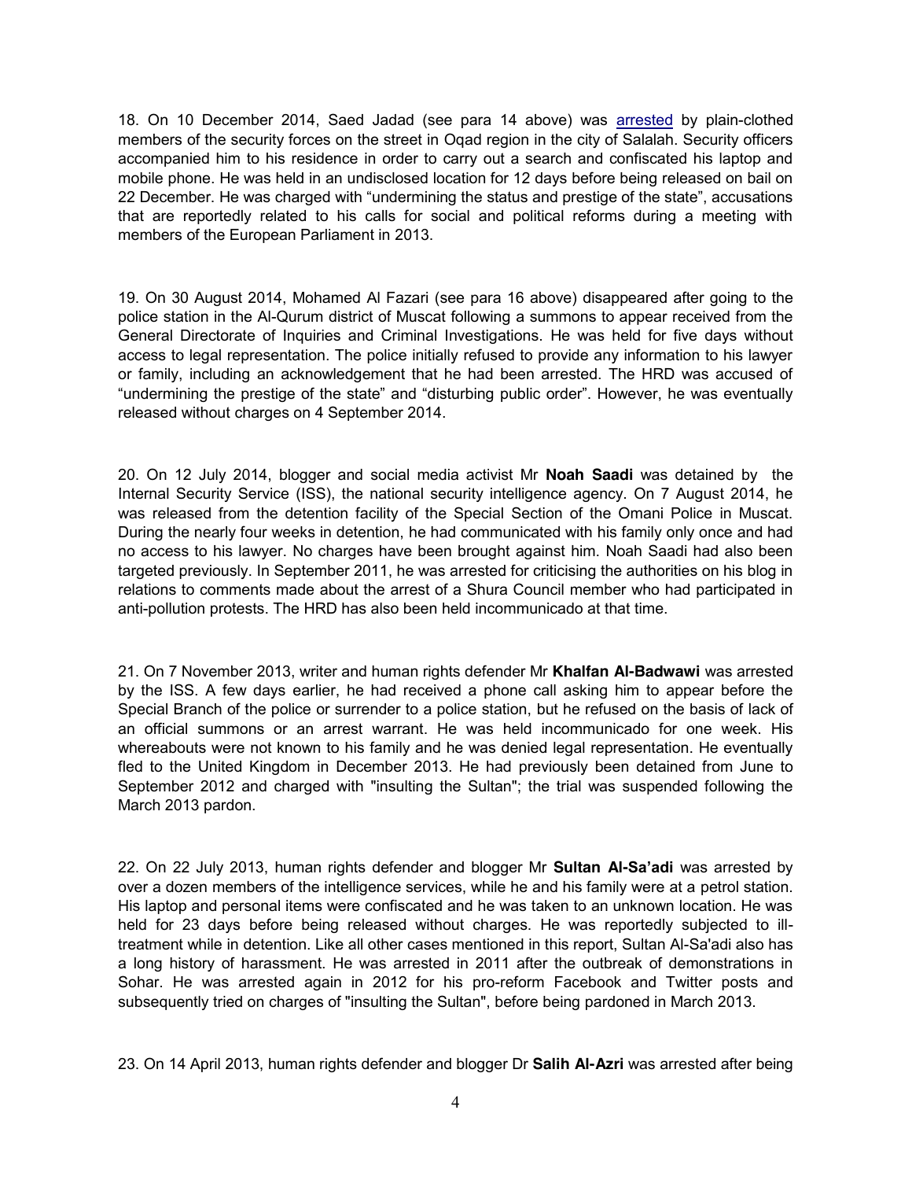18. On 10 December 2014, Saed Jadad (see para 14 above) was arrested by plain-clothed members of the security forces on the street in Oqad region in the city of Salalah. Security officers accompanied him to his residence in order to carry out a search and confiscated his laptop and mobile phone. He was held in an undisclosed location for 12 days before being released on bail on 22 December. He was charged with "undermining the status and prestige of the state", accusations that are reportedly related to his calls for social and political reforms during a meeting with members of the European Parliament in 2013.

19. On 30 August 2014, Mohamed Al Fazari (see para 16 above) disappeared after going to the police station in the Al-Qurum district of Muscat following a summons to appear received from the General Directorate of Inquiries and Criminal Investigations. He was held for five days without access to legal representation. The police initially refused to provide any information to his lawyer or family, including an acknowledgement that he had been arrested. The HRD was accused of "undermining the prestige of the state" and "disturbing public order". However, he was eventually released without charges on 4 September 2014.

20. On 12 July 2014, blogger and social media activist Mr **Noah Saadi** was detained by the Internal Security Service (ISS), the national security intelligence agency. On 7 August 2014, he was released from the detention facility of the Special Section of the Omani Police in Muscat. During the nearly four weeks in detention, he had communicated with his family only once and had no access to his lawyer. No charges have been brought against him. Noah Saadi had also been targeted previously. In September 2011, he was arrested for criticising the authorities on his blog in relations to comments made about the arrest of a Shura Council member who had participated in anti-pollution protests. The HRD has also been held incommunicado at that time.

21. On 7 November 2013, writer and human rights defender Mr **Khalfan Al-Badwawi** was arrested by the ISS. A few days earlier, he had received a phone call asking him to appear before the Special Branch of the police or surrender to a police station, but he refused on the basis of lack of an official summons or an arrest warrant. He was held incommunicado for one week. His whereabouts were not known to his family and he was denied legal representation. He eventually fled to the United Kingdom in December 2013. He had previously been detained from June to September 2012 and charged with "insulting the Sultan"; the trial was suspended following the March 2013 pardon.

22. On 22 July 2013, human rights defender and blogger Mr **Sultan Al-Sa'adi** was arrested by over a dozen members of the intelligence services, while he and his family were at a petrol station. His laptop and personal items were confiscated and he was taken to an unknown location. He was held for 23 days before being released without charges. He was reportedly subjected to ill-treatment while in detention. Like all other cases mentioned in this report, Sultan Al-Sa'adi also has a long history of harassment. He was arrested in 2011 after the outbreak of demonstrations in Sohar. He was arrested again in 2012 for his pro-reform Facebook and Twitter posts and subsequently tried on charges of "insulting the Sultan", before being pardoned in March 2013.

23. On 14 April 2013, human rights defender and blogger Dr **Salih Al-Azri** was arrested after being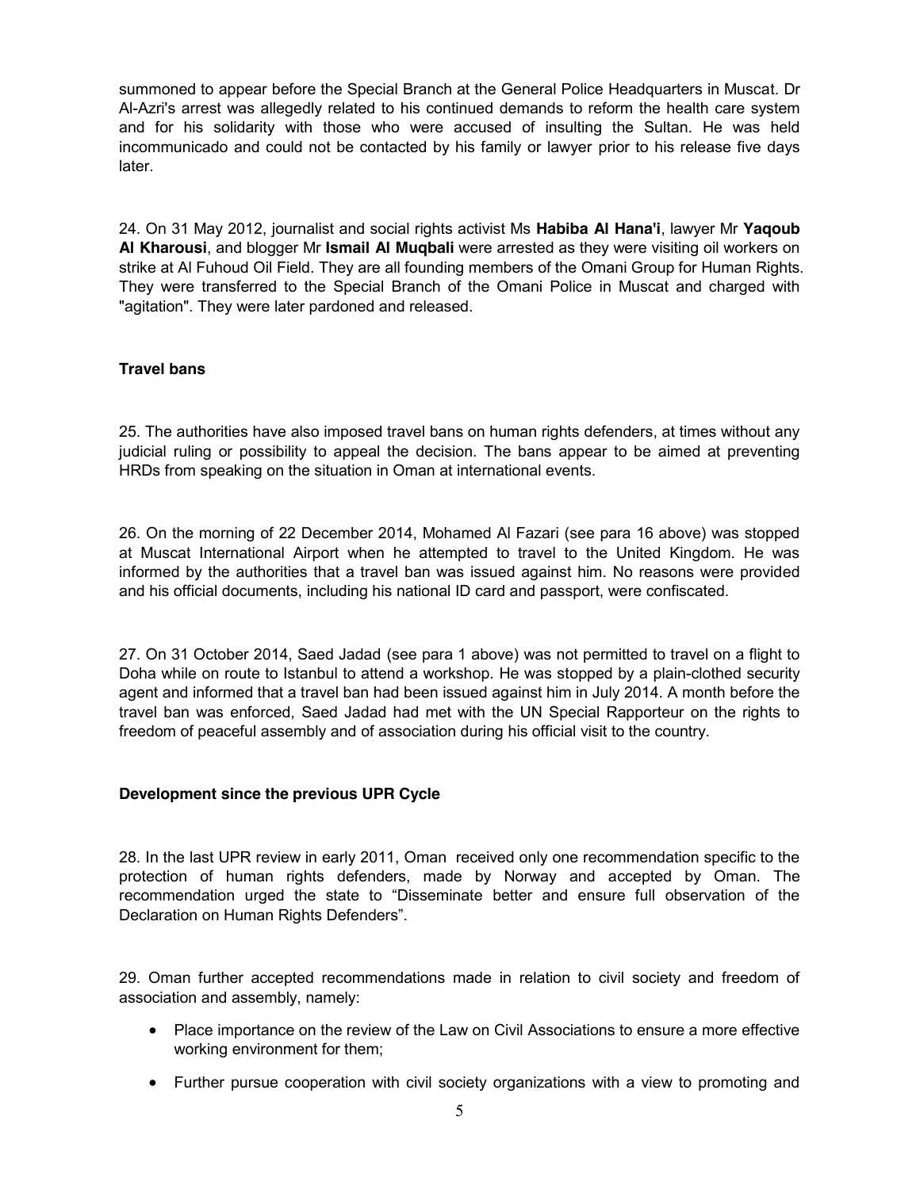summoned to appear before the Special Branch at the General Police Headquarters in Muscat. Dr Al-Azri's arrest was allegedly related to his continued demands to reform the health care system and for his solidarity with those who were accused of insulting the Sultan. He was held incommunicado and could not be contacted by his family or lawyer prior to his release five days later.

24. On 31 May 2012, journalist and social rights activist Ms **Habiba Al Hana'i**, lawyer Mr **Yaqoub Al Kharousi**, and blogger Mr **Ismail Al Muqbali** were arrested as they were visiting oil workers on strike at Al Fuhoud Oil Field. They are all founding members of the Omani Group for Human Rights. They were transferred to the Special Branch of the Omani Police in Muscat and charged with "agitation". They were later pardoned and released.

**Travel bans**

25. The authorities have also imposed travel bans on human rights defenders, at times without any judicial ruling or possibility to appeal the decision. The bans appear to be aimed at preventing HRDs from speaking on the situation in Oman at international events.

26. On the morning of 22 December 2014, Mohamed Al Fazari (see para 16 above) was stopped at Muscat International Airport when he attempted to travel to the United Kingdom. He was informed by the authorities that a travel ban was issued against him. No reasons were provided and his official documents, including his national ID card and passport, were confiscated.

27. On 31 October 2014, Saed Jadad (see para 1 above) was not permitted to travel on a flight to Doha while on route to Istanbul to attend a workshop. He was stopped by a plain-clothed security agent and informed that a travel ban had been issued against him in July 2014. A month before the travel ban was enforced, Saed Jadad had met with the UN Special Rapporteur on the rights to freedom of peaceful assembly and of association during his official visit to the country.

**Development since the previous UPR Cycle**

28. In the last UPR review in early 2011, Oman received only one recommendation specific to the protection of human rights defenders, made by Norway and accepted by Oman. The recommendation urged the state to "Disseminate better and ensure full observation of the Declaration on Human Rights Defenders".

29. Oman further accepted recommendations made in relation to civil society and freedom of association and assembly, namely:

- Place importance on the review of the Law on Civil Associations to ensure a more effective working environment for them;
- Further pursue cooperation with civil society organizations with a view to promoting and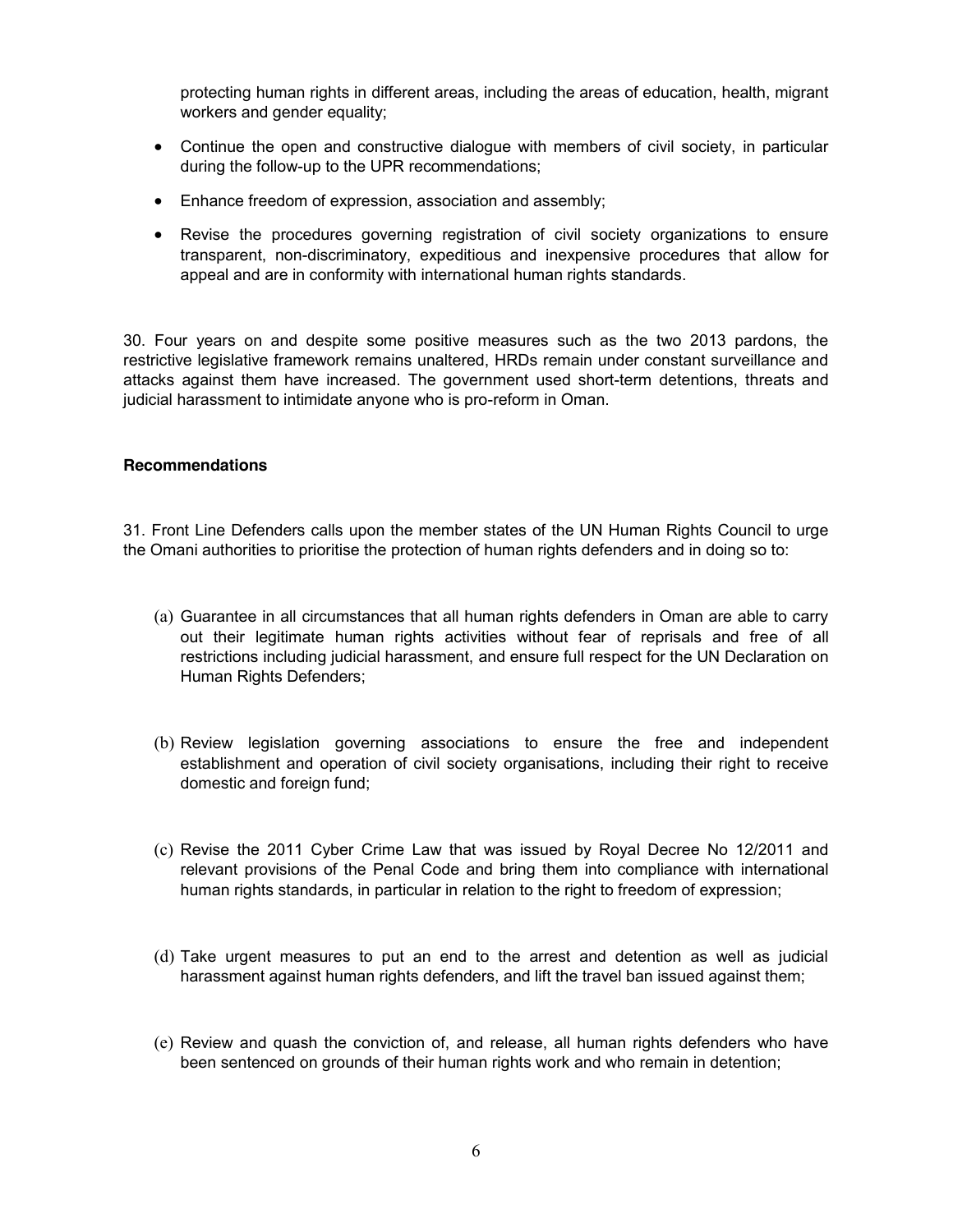protecting human rights in different areas, including the areas of education, health, migrant workers and gender equality;

- Continue the open and constructive dialogue with members of civil society, in particular during the follow-up to the UPR recommendations;
- Enhance freedom of expression, association and assembly;
- Revise the procedures governing registration of civil society organizations to ensure transparent, non-discriminatory, expeditious and inexpensive procedures that allow for appeal and are in conformity with international human rights standards.

30. Four years on and despite some positive measures such as the two 2013 pardons, the restrictive legislative framework remains unaltered, HRDs remain under constant surveillance and attacks against them have increased. The government used short-term detentions, threats and judicial harassment to intimidate anyone who is pro-reform in Oman.

**Recommendations**

31. Front Line Defenders calls upon the member states of the UN Human Rights Council to urge the Omani authorities to prioritise the protection of human rights defenders and in doing so to:

(a) Guarantee in all circumstances that all human rights defenders in Oman are able to carry out their legitimate human rights activities without fear of reprisals and free of all restrictions including judicial harassment, and ensure full respect for the UN Declaration on Human Rights Defenders;

(b) Review legislation governing associations to ensure the free and independent establishment and operation of civil society organisations, including their right to receive domestic and foreign fund;

(c) Revise the 2011 Cyber Crime Law that was issued by Royal Decree No 12/2011 and relevant provisions of the Penal Code and bring them into compliance with international human rights standards, in particular in relation to the right to freedom of expression;

(d) Take urgent measures to put an end to the arrest and detention as well as judicial harassment against human rights defenders, and lift the travel ban issued against them;

(e) Review and quash the conviction of, and release, all human rights defenders who have been sentenced on grounds of their human rights work and who remain in detention;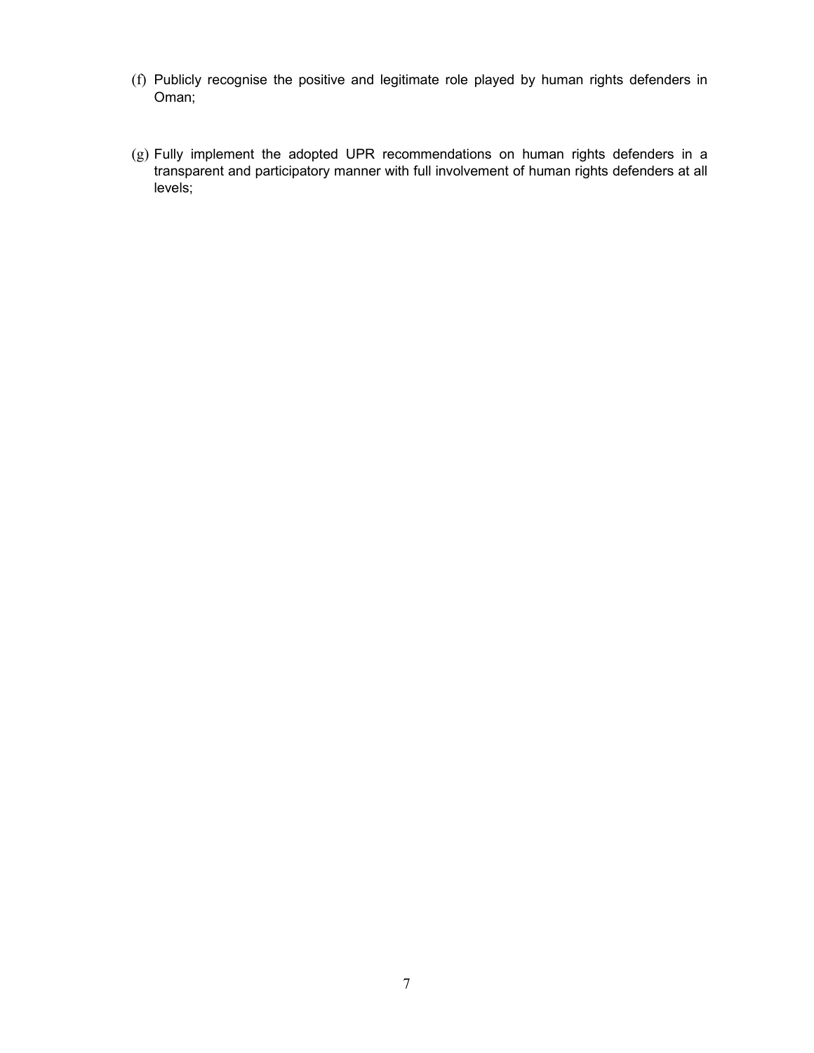(f) Publicly recognise the positive and legitimate role played by human rights defenders in Oman;

(g) Fully implement the adopted UPR recommendations on human rights defenders in a transparent and participatory manner with full involvement of human rights defenders at all levels;